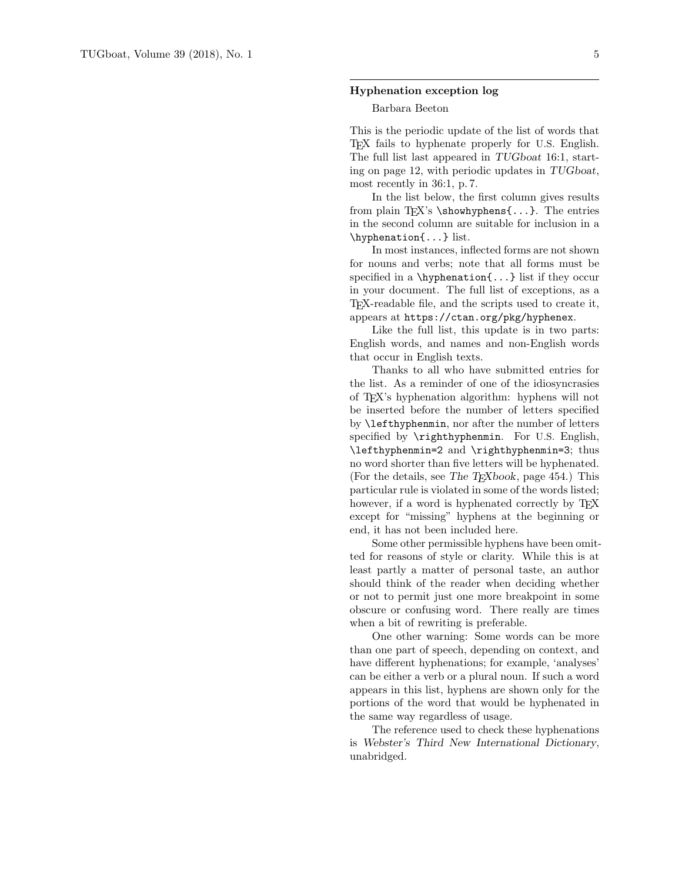## Hyphenation exception log

Barbara Beeton

This is the periodic update of the list of words that TeX fails to hyphenate properly for U.S. English. The full list last appeared in *TUGboat* 16:1, starting on page 12, with periodic updates in *TUGboat*, most recently in 36:1, p. 7.

In the list below, the first column gives results from plain TeX's `\showhyphens{...}`. The entries in the second column are suitable for inclusion in a `\hyphenation{...}` list.

In most instances, inflected forms are not shown for nouns and verbs; note that all forms must be specified in a `\hyphenation{...}` list if they occur in your document. The full list of exceptions, as a TeX-readable file, and the scripts used to create it, appears at `https://ctan.org/pkg/hyphenex`.

Like the full list, this update is in two parts: English words, and names and non-English words that occur in English texts.

Thanks to all who have submitted entries for the list. As a reminder of one of the idiosyncrasies of TeX's hyphenation algorithm: hyphens will not be inserted before the number of letters specified by `\lefthyphenmin`, nor after the number of letters specified by `\righthyphenmin`. For U.S. English, `\lefthyphenmin=2` and `\righthyphenmin=3`; thus no word shorter than five letters will be hyphenated. (For the details, see *The TeXbook*, page 454.) This particular rule is violated in some of the words listed; however, if a word is hyphenated correctly by TeX except for "missing" hyphens at the beginning or end, it has not been included here.

Some other permissible hyphens have been omitted for reasons of style or clarity. While this is at least partly a matter of personal taste, an author should think of the reader when deciding whether or not to permit just one more breakpoint in some obscure or confusing word. There really are times when a bit of rewriting is preferable.

One other warning: Some words can be more than one part of speech, depending on context, and have different hyphenations; for example, 'analyses' can be either a verb or a plural noun. If such a word appears in this list, hyphens are shown only for the portions of the word that would be hyphenated in the same way regardless of usage.

The reference used to check these hyphenations is *Webster's Third New International Dictionary*, unabridged.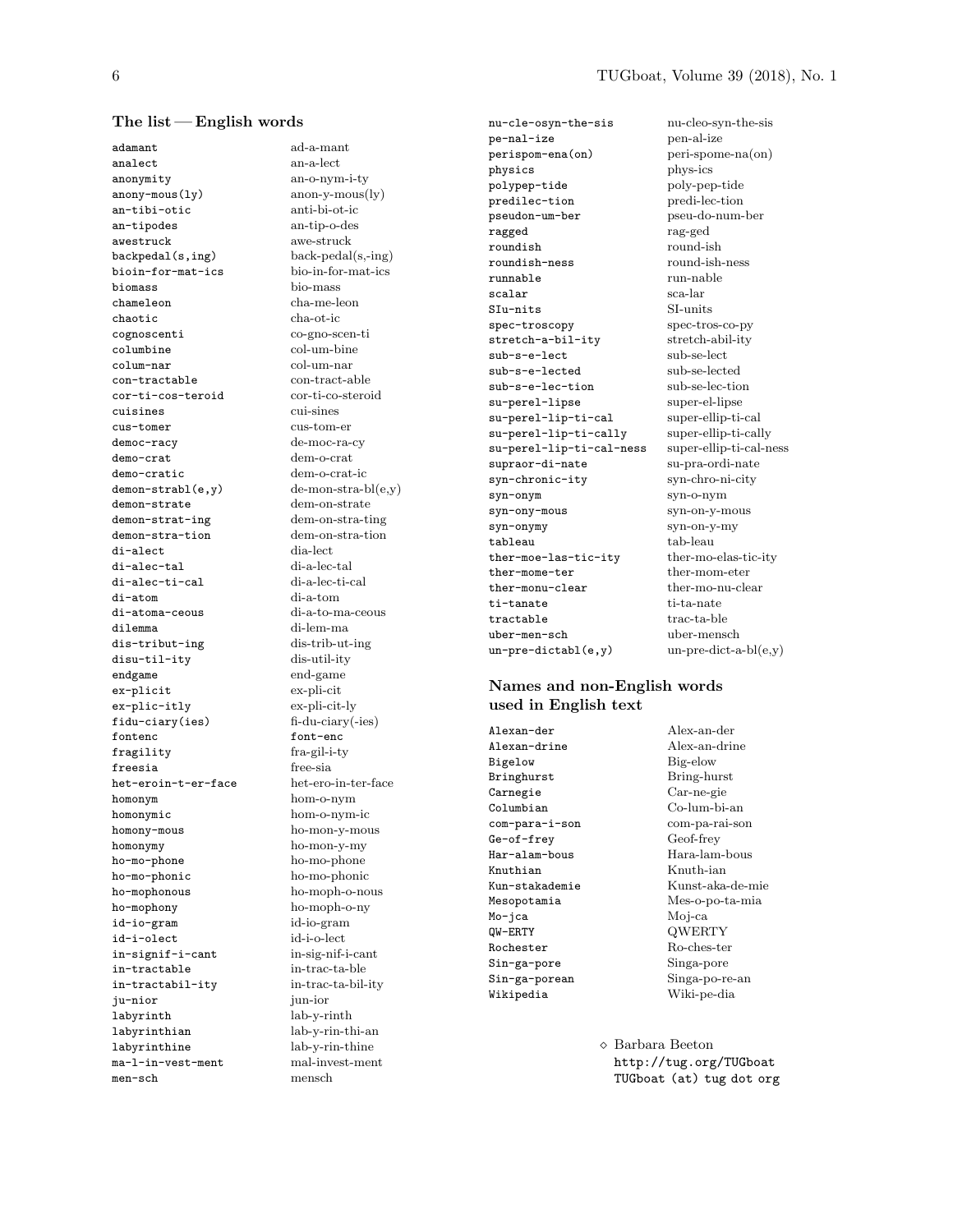### The list — English words

| | |
|---|---|
| `adamant` | ad-a-mant |
| `analect` | an-a-lect |
| `anonymity` | an-o-nym-i-ty |
| `anony-mous(ly)` | anon-y-mous(ly) |
| `an-tibi-otic` | anti-bi-ot-ic |
| `an-tipodes` | an-tip-o-des |
| `awestruck` | awe-struck |
| `backpedal(s,ing)` | back-pedal(s,-ing) |
| `bioin-for-mat-ics` | bio-in-for-mat-ics |
| `biomass` | bio-mass |
| `chameleon` | cha-me-leon |
| `chaotic` | cha-ot-ic |
| `cognoscenti` | co-gno-scen-ti |
| `columbine` | col-um-bine |
| `colum-nar` | col-um-nar |
| `con-tractable` | con-tract-able |
| `cor-ti-cos-teroid` | cor-ti-co-steroid |
| `cuisines` | cui-sines |
| `cus-tomer` | cus-tom-er |
| `democ-racy` | de-moc-ra-cy |
| `demo-crat` | dem-o-crat |
| `demo-cratic` | dem-o-crat-ic |
| `demon-strabl(e,y)` | de-mon-stra-bl(e,y) |
| `demon-strate` | dem-on-strate |
| `demon-strat-ing` | dem-on-stra-ting |
| `demon-stra-tion` | dem-on-stra-tion |
| `di-alect` | dia-lect |
| `di-alec-tal` | di-a-lec-tal |
| `di-alec-ti-cal` | di-a-lec-ti-cal |
| `di-atom` | di-a-tom |
| `di-atoma-ceous` | di-a-to-ma-ceous |
| `dilemma` | di-lem-ma |
| `dis-tribut-ing` | dis-trib-ut-ing |
| `disu-til-ity` | dis-util-ity |
| `endgame` | end-game |
| `ex-plicit` | ex-pli-cit |
| `ex-plic-itly` | ex-pli-cit-ly |
| `fidu-ciary(ies)` | fi-du-ciary(-ies) |
| `fontenc` | `font-enc` |
| `fragility` | fra-gil-i-ty |
| `freesia` | free-sia |
| `het-eroin-t-er-face` | het-ero-in-ter-face |
| `homonym` | hom-o-nym |
| `homonymic` | hom-o-nym-ic |
| `homony-mous` | ho-mon-y-mous |
| `homonymy` | ho-mon-y-my |
| `ho-mo-phone` | ho-mo-phone |
| `ho-mo-phonic` | ho-mo-phonic |
| `ho-mophonous` | ho-moph-o-nous |
| `ho-mophony` | ho-moph-o-ny |
| `id-io-gram` | id-io-gram |
| `id-i-olect` | id-i-o-lect |
| `in-signif-i-cant` | in-sig-nif-i-cant |
| `in-tractable` | in-trac-ta-ble |
| `in-tractabil-ity` | in-trac-ta-bil-ity |
| `ju-nior` | jun-ior |
| `labyrinth` | lab-y-rinth |
| `labyrinthian` | lab-y-rin-thi-an |
| `labyrinthine` | lab-y-rin-thine |
| `ma-l-in-vest-ment` | mal-invest-ment |
| `men-sch` | mensch |
| `nu-cle-osyn-the-sis` | nu-cleo-syn-the-sis |
| `pe-nal-ize` | pen-al-ize |
| `perispom-ena(on)` | peri-spome-na(on) |
| `physics` | phys-ics |
| `polypep-tide` | poly-pep-tide |
| `predilec-tion` | predi-lec-tion |
| `pseudon-um-ber` | pseu-do-num-ber |
| `ragged` | rag-ged |
| `roundish` | round-ish |
| `roundish-ness` | round-ish-ness |
| `runnable` | run-nable |
| `scalar` | sca-lar |
| `SIu-nits` | SI-units |
| `spec-troscopy` | spec-tros-co-py |
| `stretch-a-bil-ity` | stretch-abil-ity |
| `sub-s-e-lect` | sub-se-lect |
| `sub-s-e-lected` | sub-se-lected |
| `sub-s-e-lec-tion` | sub-se-lec-tion |
| `su-perel-lipse` | super-el-lipse |
| `su-perel-lip-ti-cal` | super-ellip-ti-cal |
| `su-perel-lip-ti-cally` | super-ellip-ti-cally |
| `su-perel-lip-ti-cal-ness` | super-ellip-ti-cal-ness |
| `supraor-di-nate` | su-pra-ordi-nate |
| `syn-chronic-ity` | syn-chro-ni-city |
| `syn-onym` | syn-o-nym |
| `syn-ony-mous` | syn-on-y-mous |
| `syn-onymy` | syn-on-y-my |
| `tableau` | tab-leau |
| `ther-moe-las-tic-ity` | ther-mo-elas-tic-ity |
| `ther-mome-ter` | ther-mom-eter |
| `ther-monu-clear` | ther-mo-nu-clear |
| `ti-tanate` | ti-ta-nate |
| `tractable` | trac-ta-ble |
| `uber-men-sch` | uber-mensch |
| `un-pre-dictabl(e,y)` | un-pre-dict-a-bl(e,y) |

### Names and non-English words used in English text

| | |
|---|---|
| `Alexan-der` | Alex-an-der |
| `Alexan-drine` | Alex-an-drine |
| `Bigelow` | Big-elow |
| `Bringhurst` | Bring-hurst |
| `Carnegie` | Car-ne-gie |
| `Columbian` | Co-lum-bi-an |
| `com-para-i-son` | com-pa-rai-son |
| `Ge-of-frey` | Geof-frey |
| `Har-alam-bous` | Hara-lam-bous |
| `Knuthian` | Knuth-ian |
| `Kun-stakademie` | Kunst-aka-de-mie |
| `Mesopotamia` | Mes-o-po-ta-mia |
| `Mo-jca` | Moj-ca |
| `QW-ERTY` | QWERTY |
| `Rochester` | Ro-ches-ter |
| `Sin-ga-pore` | Singa-pore |
| `Sin-ga-porean` | Singa-po-re-an |
| `Wikipedia` | Wiki-pe-dia |

◇ Barbara Beeton
`http://tug.org/TUGboat`
`TUGboat (at) tug dot org`